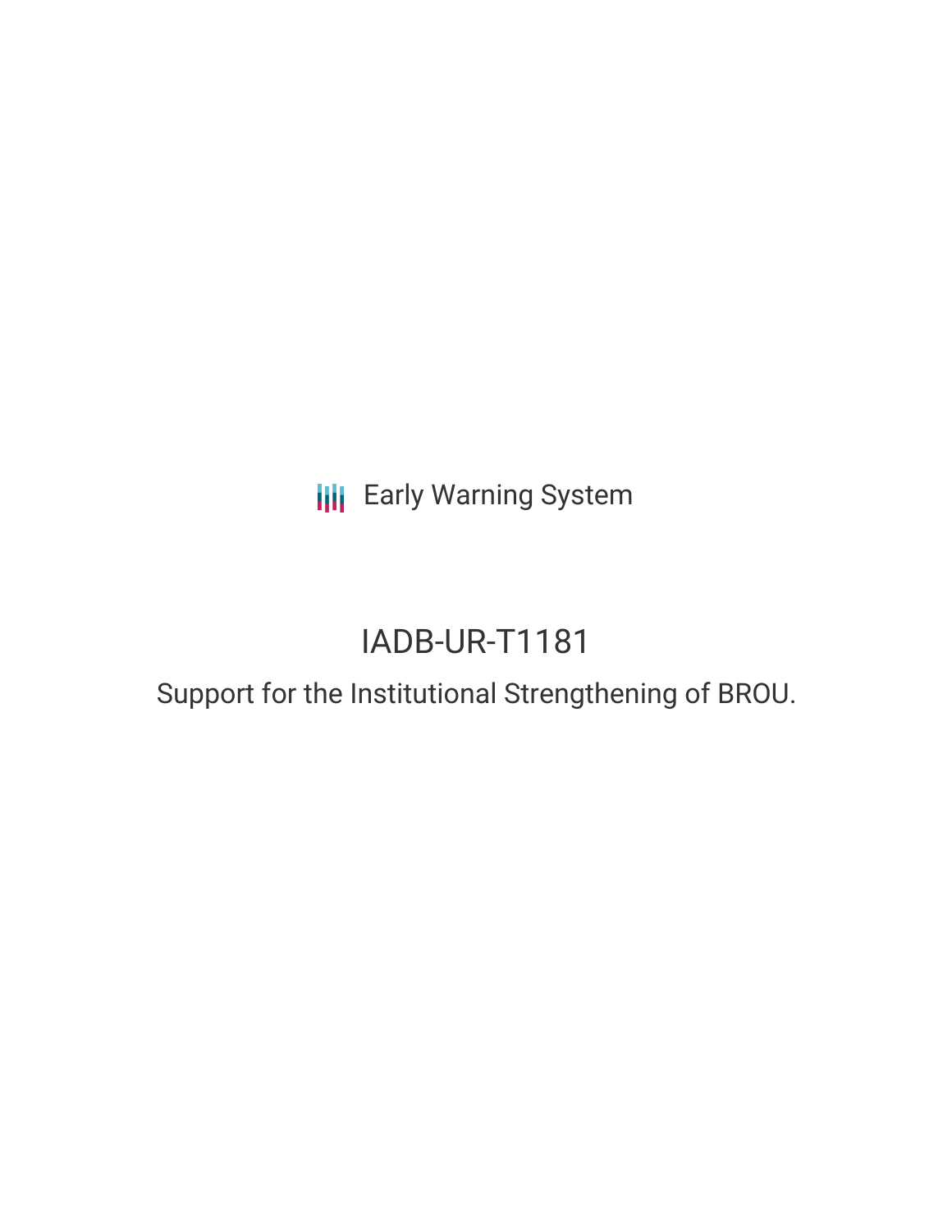Early Warning System

# IADB-UR-T1181

## Support for the Institutional Strengthening of BROU.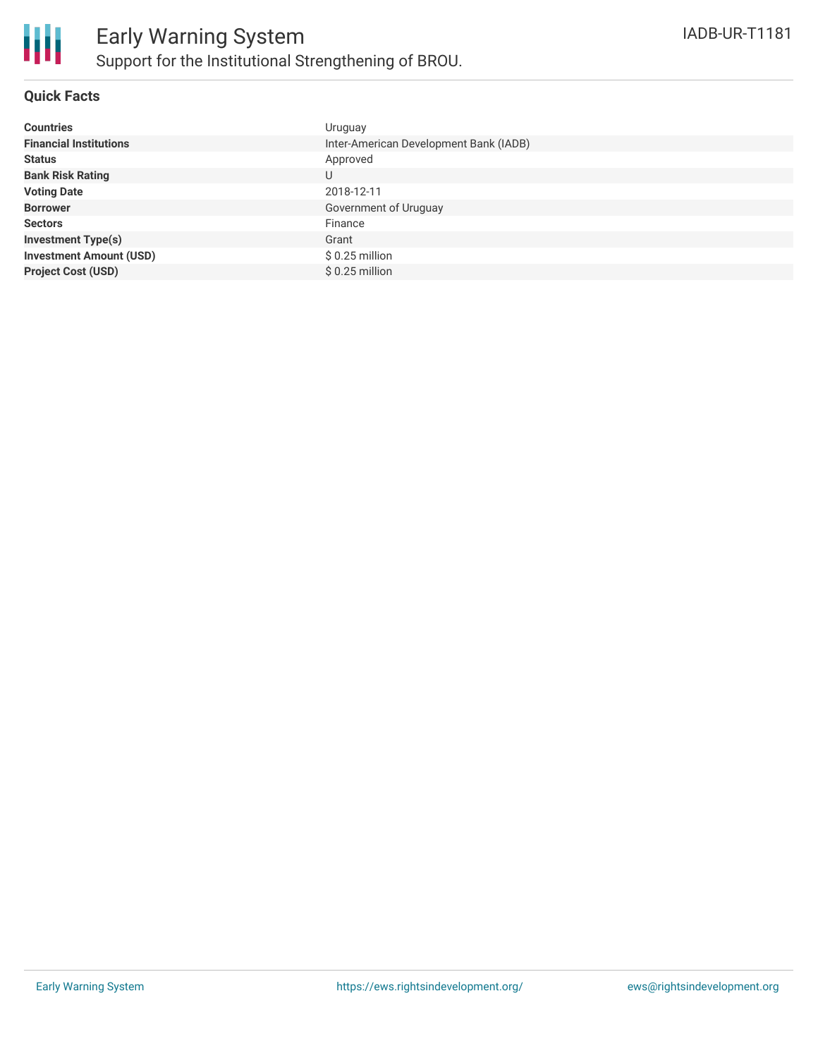# Early Warning System

## Support for the Institutional Strengthening of BROU.

IADB-UR-T1181

### Quick Facts

| | |
|---|---|
| **Countries** | Uruguay |
| **Financial Institutions** | Inter-American Development Bank (IADB) |
| **Status** | Approved |
| **Bank Risk Rating** | U |
| **Voting Date** | 2018-12-11 |
| **Borrower** | Government of Uruguay |
| **Sectors** | Finance |
| **Investment Type(s)** | Grant |
| **Investment Amount (USD)** | $ 0.25 million |
| **Project Cost (USD)** | $ 0.25 million |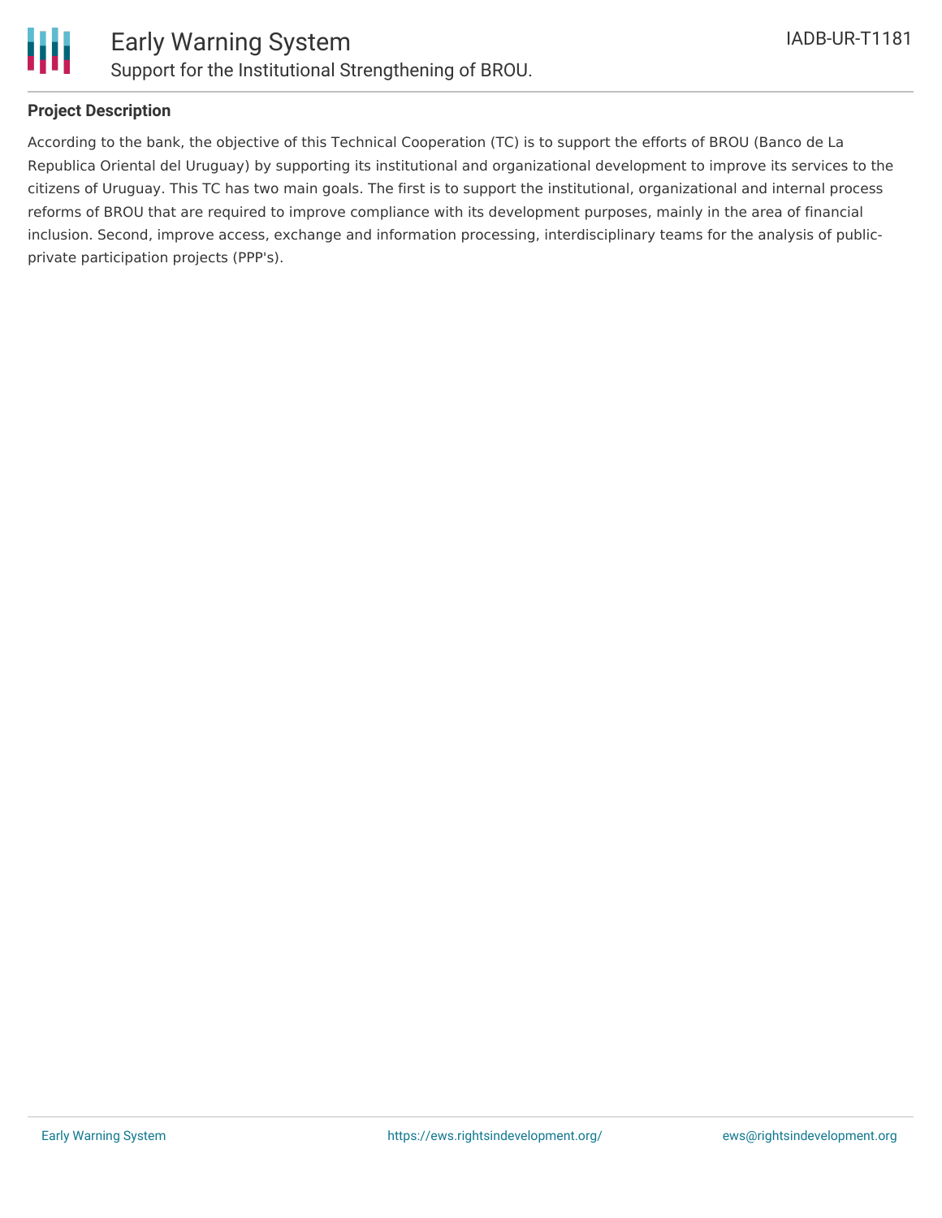## Project Description

According to the bank, the objective of this Technical Cooperation (TC) is to support the efforts of BROU (Banco de La Republica Oriental del Uruguay) by supporting its institutional and organizational development to improve its services to the citizens of Uruguay. This TC has two main goals. The first is to support the institutional, organizational and internal process reforms of BROU that are required to improve compliance with its development purposes, mainly in the area of financial inclusion. Second, improve access, exchange and information processing, interdisciplinary teams for the analysis of public-private participation projects (PPP's).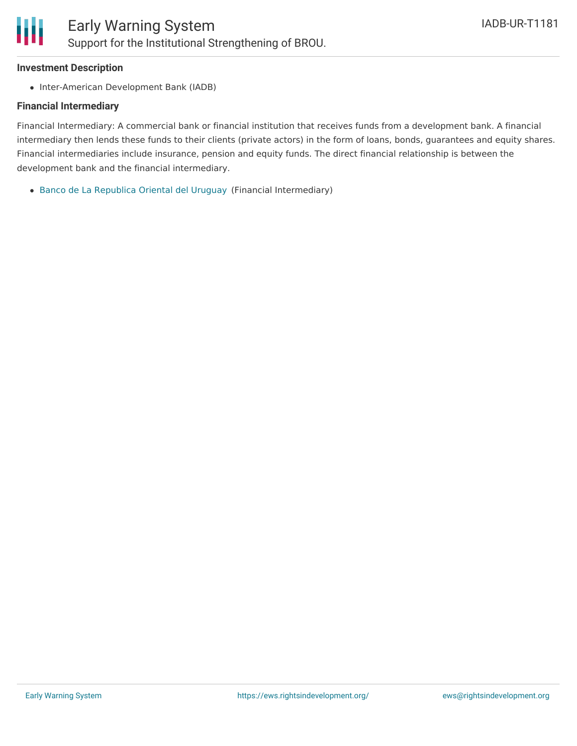### Investment Description

- Inter-American Development Bank (IADB)

### Financial Intermediary

Financial Intermediary: A commercial bank or financial institution that receives funds from a development bank. A financial intermediary then lends these funds to their clients (private actors) in the form of loans, bonds, guarantees and equity shares. Financial intermediaries include insurance, pension and equity funds. The direct financial relationship is between the development bank and the financial intermediary.

- Banco de La Republica Oriental del Uruguay (Financial Intermediary)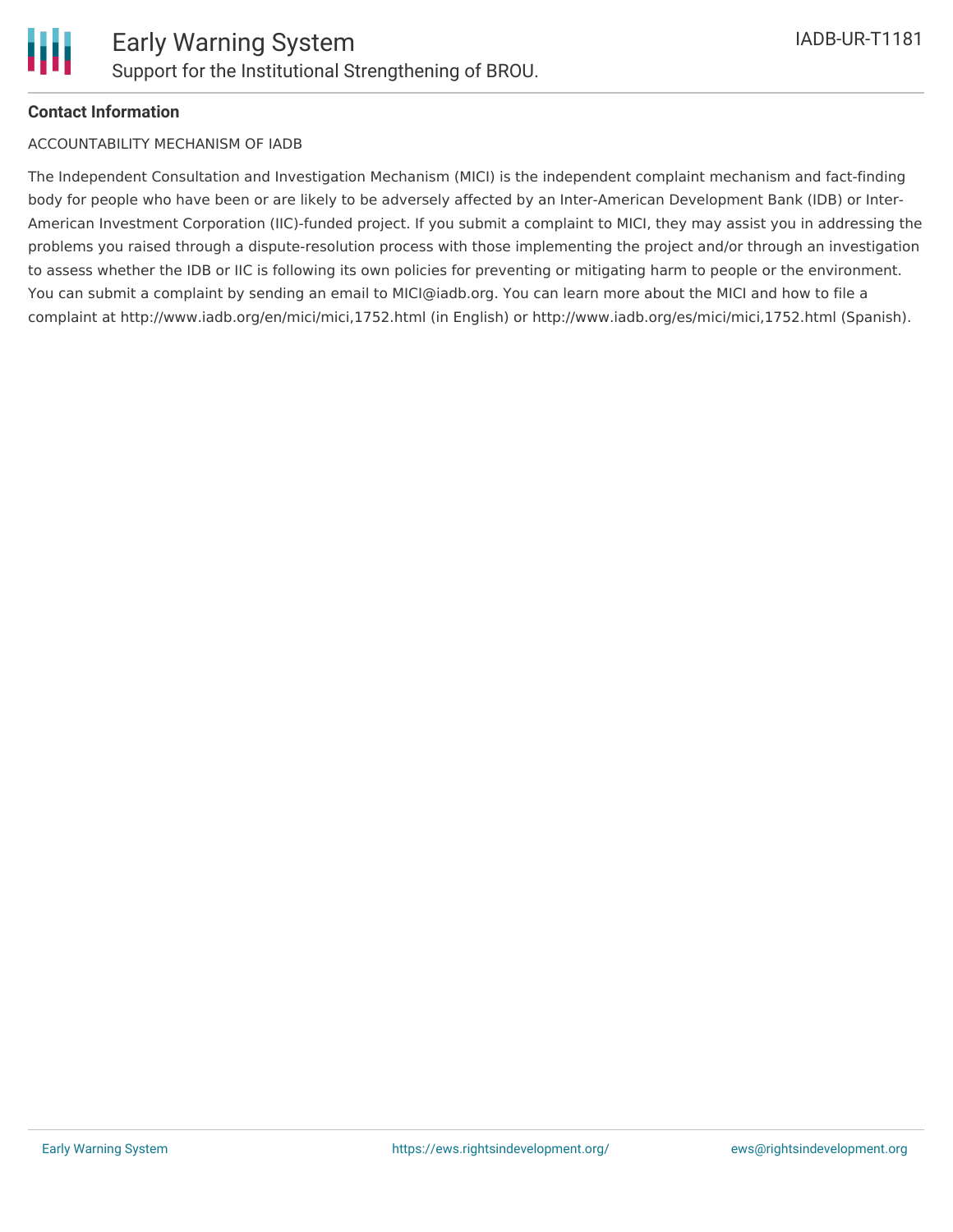**Contact Information**

ACCOUNTABILITY MECHANISM OF IADB

The Independent Consultation and Investigation Mechanism (MICI) is the independent complaint mechanism and fact-finding body for people who have been or are likely to be adversely affected by an Inter-American Development Bank (IDB) or Inter-American Investment Corporation (IIC)-funded project. If you submit a complaint to MICI, they may assist you in addressing the problems you raised through a dispute-resolution process with those implementing the project and/or through an investigation to assess whether the IDB or IIC is following its own policies for preventing or mitigating harm to people or the environment. You can submit a complaint by sending an email to MICI@iadb.org. You can learn more about the MICI and how to file a complaint at http://www.iadb.org/en/mici/mici,1752.html (in English) or http://www.iadb.org/es/mici/mici,1752.html (Spanish).